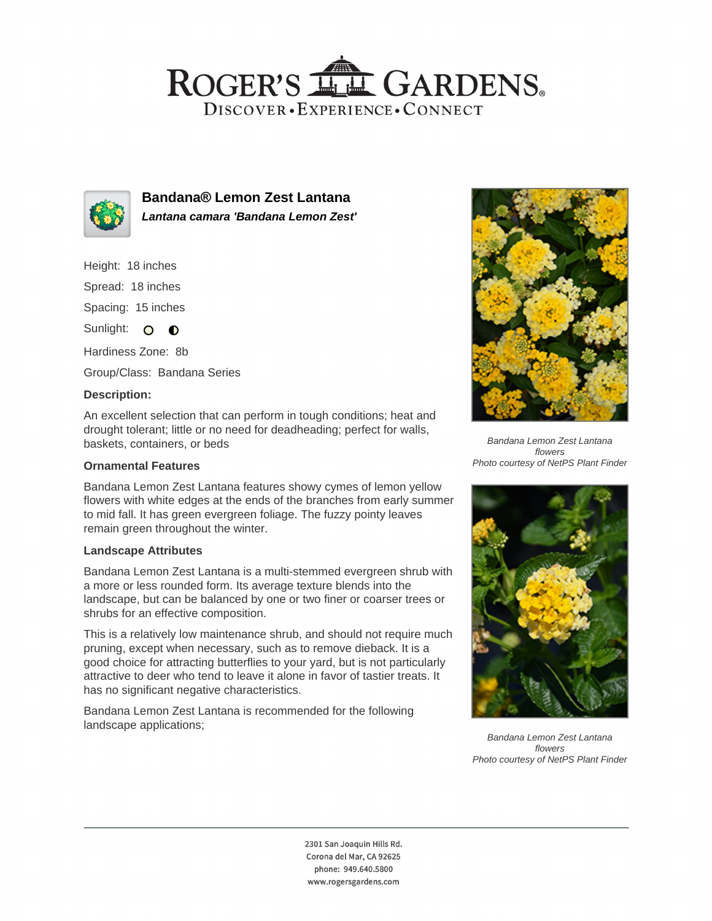# Bandana® Lemon Zest Lantana

***Lantana camara 'Bandana Lemon Zest'***

Height: 18 inches

Spread: 18 inches

Spacing: 15 inches

Sunlight: ○ ◐

Hardiness Zone: 8b

Group/Class: Bandana Series

### Description:

An excellent selection that can perform in tough conditions; heat and drought tolerant; little or no need for deadheading; perfect for walls, baskets, containers, or beds

### Ornamental Features

Bandana Lemon Zest Lantana features showy cymes of lemon yellow flowers with white edges at the ends of the branches from early summer to mid fall. It has green evergreen foliage. The fuzzy pointy leaves remain green throughout the winter.

### Landscape Attributes

Bandana Lemon Zest Lantana is a multi-stemmed evergreen shrub with a more or less rounded form. Its average texture blends into the landscape, but can be balanced by one or two finer or coarser trees or shrubs for an effective composition.

This is a relatively low maintenance shrub, and should not require much pruning, except when necessary, such as to remove dieback. It is a good choice for attracting butterflies to your yard, but is not particularly attractive to deer who tend to leave it alone in favor of tastier treats. It has no significant negative characteristics.

Bandana Lemon Zest Lantana is recommended for the following landscape applications;

*Bandana Lemon Zest Lantana flowers*
*Photo courtesy of NetPS Plant Finder*

*Bandana Lemon Zest Lantana flowers*
*Photo courtesy of NetPS Plant Finder*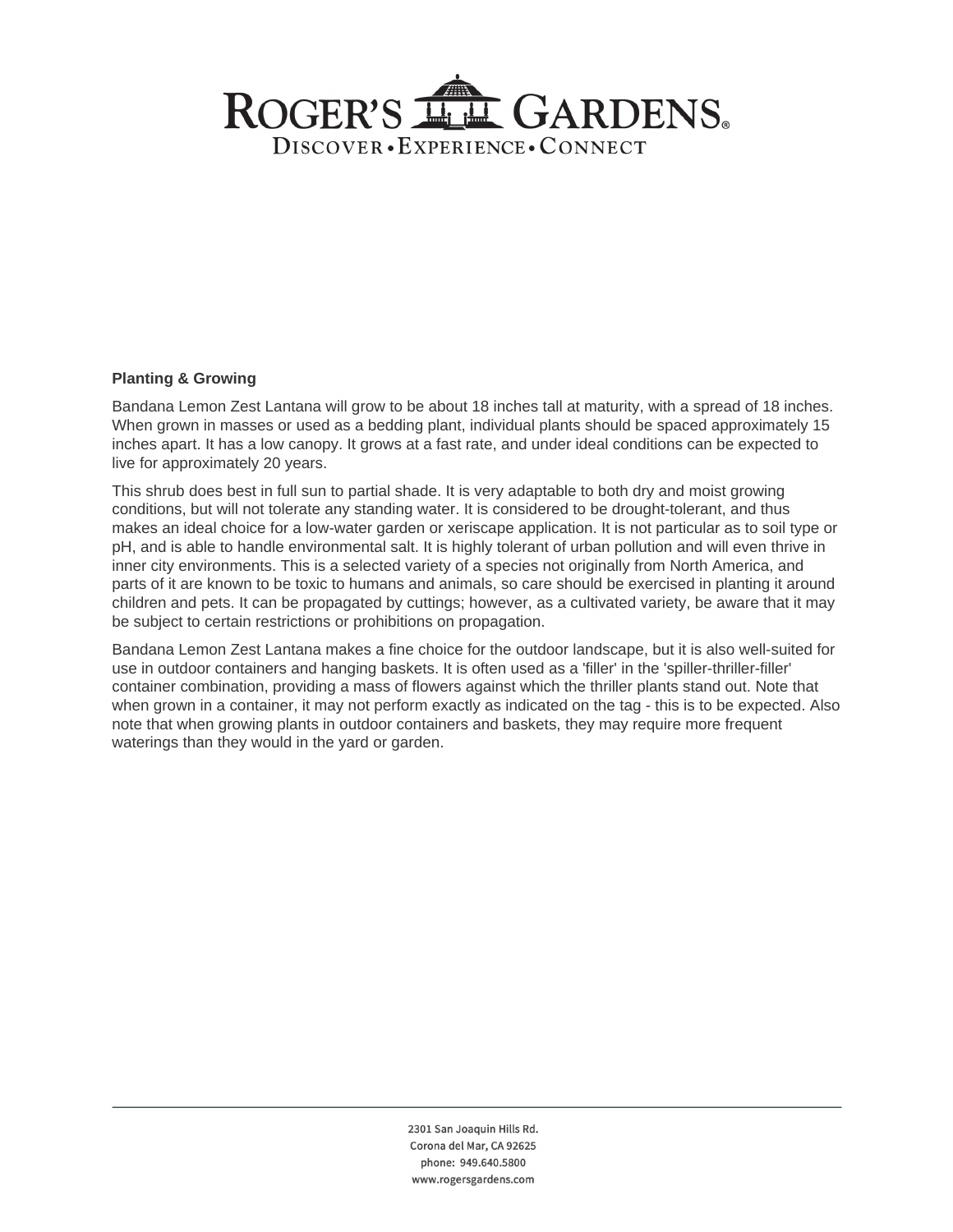**Planting & Growing**

Bandana Lemon Zest Lantana will grow to be about 18 inches tall at maturity, with a spread of 18 inches. When grown in masses or used as a bedding plant, individual plants should be spaced approximately 15 inches apart. It has a low canopy. It grows at a fast rate, and under ideal conditions can be expected to live for approximately 20 years.

This shrub does best in full sun to partial shade. It is very adaptable to both dry and moist growing conditions, but will not tolerate any standing water. It is considered to be drought-tolerant, and thus makes an ideal choice for a low-water garden or xeriscape application. It is not particular as to soil type or pH, and is able to handle environmental salt. It is highly tolerant of urban pollution and will even thrive in inner city environments. This is a selected variety of a species not originally from North America, and parts of it are known to be toxic to humans and animals, so care should be exercised in planting it around children and pets. It can be propagated by cuttings; however, as a cultivated variety, be aware that it may be subject to certain restrictions or prohibitions on propagation.

Bandana Lemon Zest Lantana makes a fine choice for the outdoor landscape, but it is also well-suited for use in outdoor containers and hanging baskets. It is often used as a 'filler' in the 'spiller-thriller-filler' container combination, providing a mass of flowers against which the thriller plants stand out. Note that when grown in a container, it may not perform exactly as indicated on the tag - this is to be expected. Also note that when growing plants in outdoor containers and baskets, they may require more frequent waterings than they would in the yard or garden.